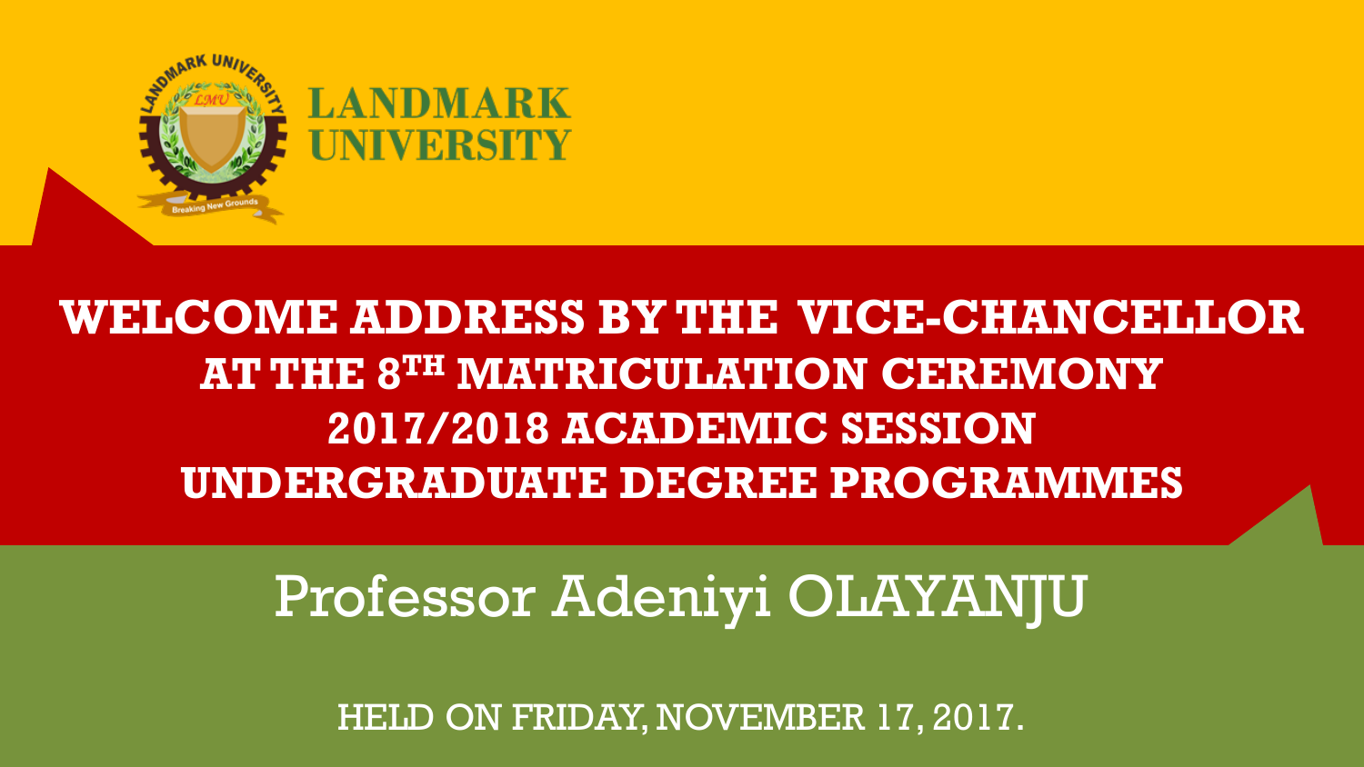LANDMARK UNIVERSITY

# WELCOME ADDRESS BY THE VICE-CHANCELLOR AT THE 8TH MATRICULATION CEREMONY 2017/2018 ACADEMIC SESSION UNDERGRADUATE DEGREE PROGRAMMES

Professor Adeniyi OLAYANJU

HELD ON FRIDAY, NOVEMBER 17, 2017.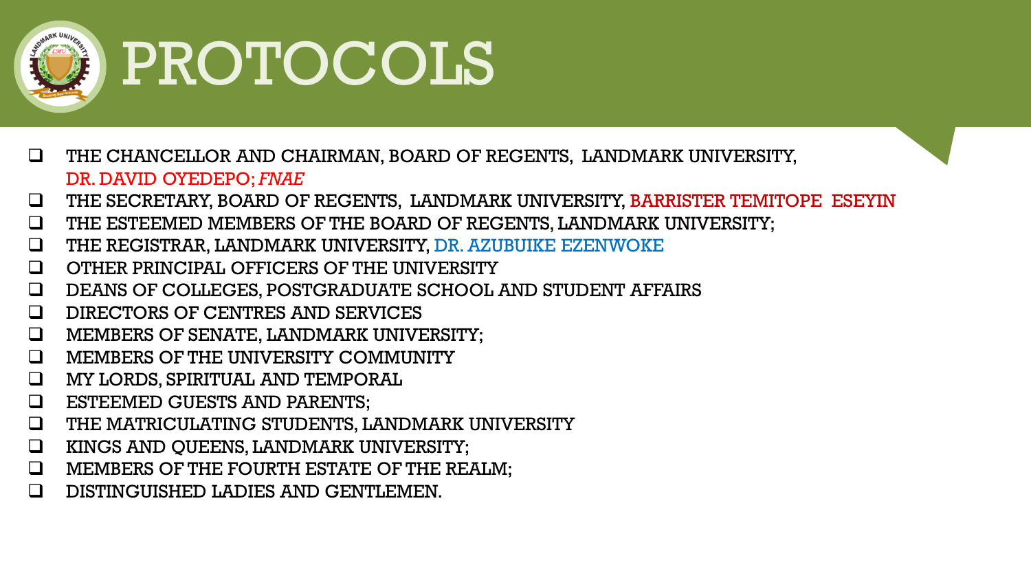# PROTOCOLS

- THE CHANCELLOR AND CHAIRMAN, BOARD OF REGENTS, LANDMARK UNIVERSITY, DR. DAVID OYEDEPO; *FNAE*
- THE SECRETARY, BOARD OF REGENTS, LANDMARK UNIVERSITY, BARRISTER TEMITOPE ESEYIN
- THE ESTEEMED MEMBERS OF THE BOARD OF REGENTS, LANDMARK UNIVERSITY;
- THE REGISTRAR, LANDMARK UNIVERSITY, DR. AZUBUIKE EZENWOKE
- OTHER PRINCIPAL OFFICERS OF THE UNIVERSITY
- DEANS OF COLLEGES, POSTGRADUATE SCHOOL AND STUDENT AFFAIRS
- DIRECTORS OF CENTRES AND SERVICES
- MEMBERS OF SENATE, LANDMARK UNIVERSITY;
- MEMBERS OF THE UNIVERSITY COMMUNITY
- MY LORDS, SPIRITUAL AND TEMPORAL
- ESTEEMED GUESTS AND PARENTS;
- THE MATRICULATING STUDENTS, LANDMARK UNIVERSITY
- KINGS AND QUEENS, LANDMARK UNIVERSITY;
- MEMBERS OF THE FOURTH ESTATE OF THE REALM;
- DISTINGUISHED LADIES AND GENTLEMEN.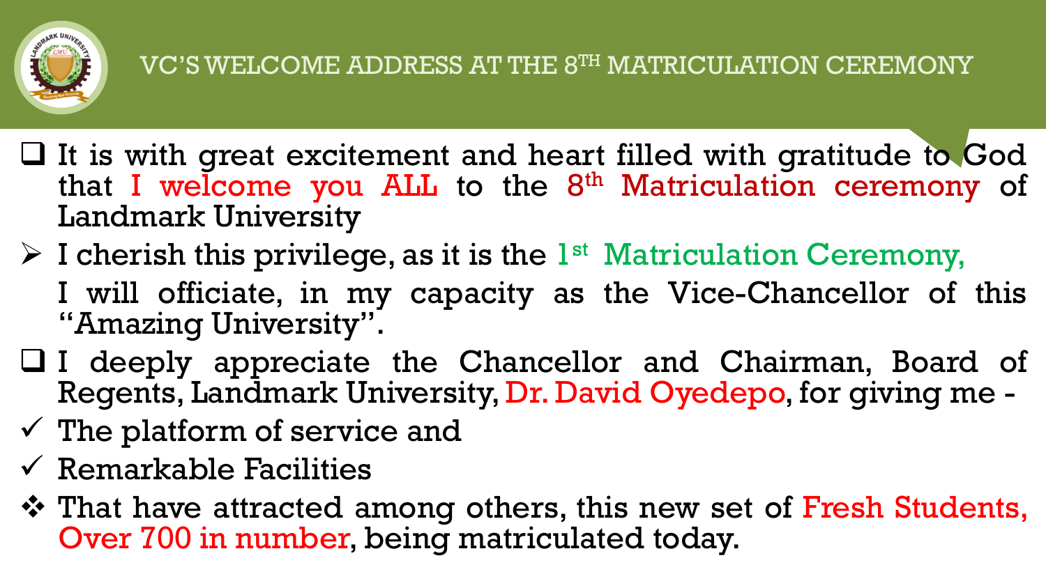# VC'S WELCOME ADDRESS AT THE 8TH MATRICULATION CEREMONY

- It is with great excitement and heart filled with gratitude to God that I welcome you ALL to the 8th Matriculation ceremony of Landmark University
- I cherish this privilege, as it is the 1st Matriculation Ceremony, I will officiate, in my capacity as the Vice-Chancellor of this "Amazing University".
- I deeply appreciate the Chancellor and Chairman, Board of Regents, Landmark University, Dr. David Oyedepo, for giving me -
  - The platform of service and
  - Remarkable Facilities
- That have attracted among others, this new set of Fresh Students, Over 700 in number, being matriculated today.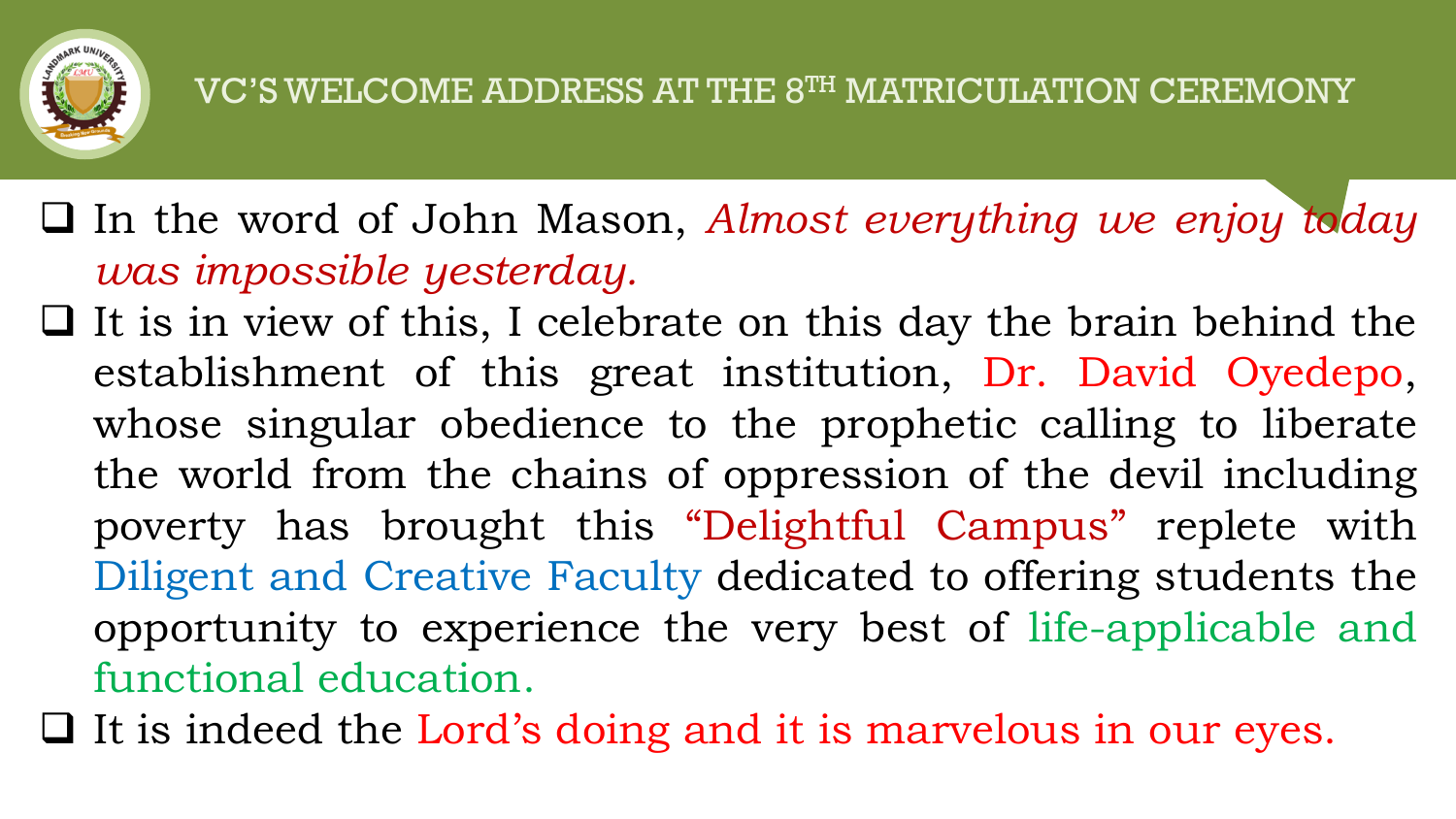# VC'S WELCOME ADDRESS AT THE 8TH MATRICULATION CEREMONY

- In the word of John Mason, *Almost everything we enjoy today was impossible yesterday.*
- It is in view of this, I celebrate on this day the brain behind the establishment of this great institution, Dr. David Oyedepo, whose singular obedience to the prophetic calling to liberate the world from the chains of oppression of the devil including poverty has brought this "Delightful Campus" replete with Diligent and Creative Faculty dedicated to offering students the opportunity to experience the very best of life-applicable and functional education.
- It is indeed the Lord's doing and it is marvelous in our eyes.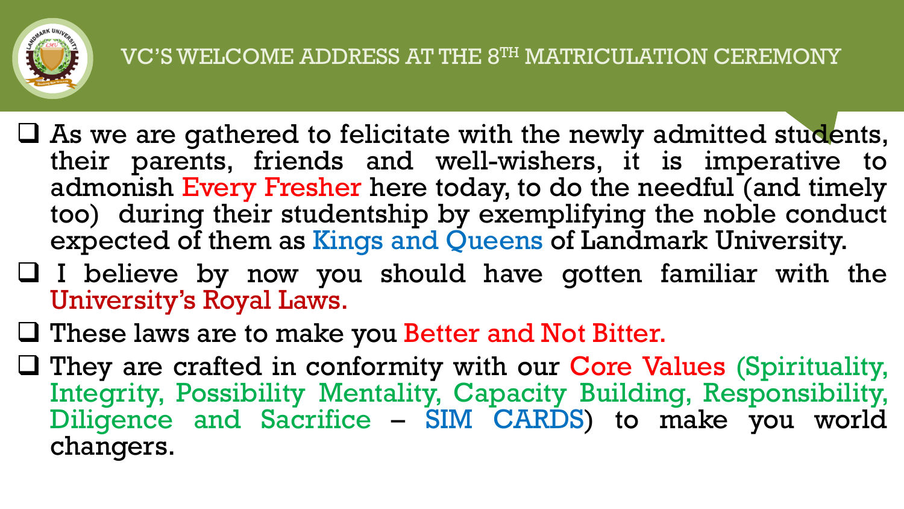## VC'S WELCOME ADDRESS AT THE 8$^{TH}$ MATRICULATION CEREMONY

- As we are gathered to felicitate with the newly admitted students, their parents, friends and well-wishers, it is imperative to admonish Every Fresher here today, to do the needful (and timely too) during their studentship by exemplifying the noble conduct expected of them as Kings and Queens of Landmark University.
- I believe by now you should have gotten familiar with the University's Royal Laws.
- These laws are to make you Better and Not Bitter.
- They are crafted in conformity with our Core Values (Spirituality, Integrity, Possibility Mentality, Capacity Building, Responsibility, Diligence and Sacrifice – SIM CARDS) to make you world changers.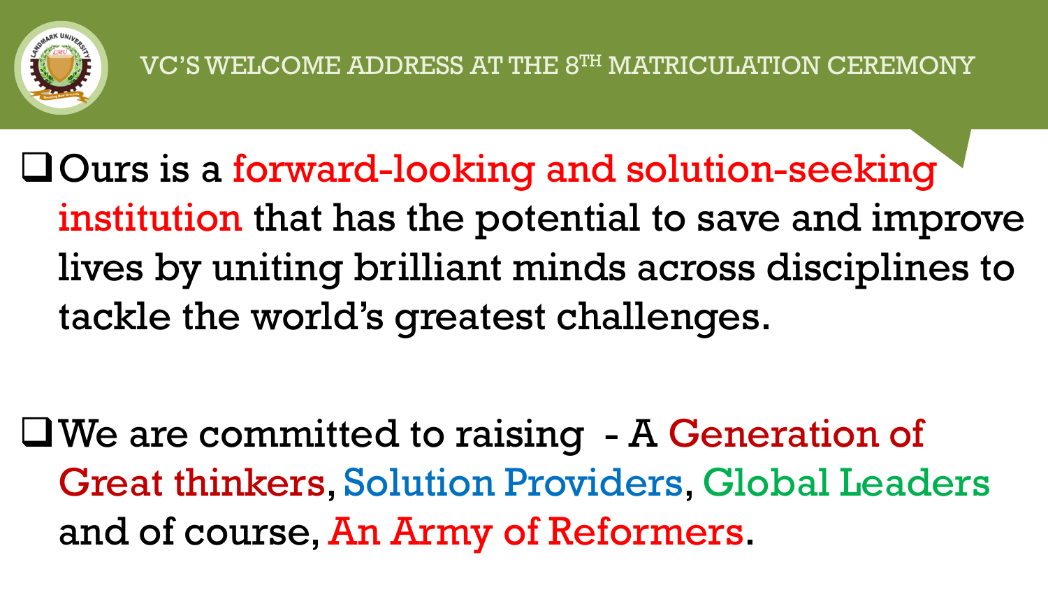## VC'S WELCOME ADDRESS AT THE 8TH MATRICULATION CEREMONY

- Ours is a forward-looking and solution-seeking institution that has the potential to save and improve lives by uniting brilliant minds across disciplines to tackle the world's greatest challenges.

- We are committed to raising - A Generation of Great thinkers, Solution Providers, Global Leaders and of course, An Army of Reformers.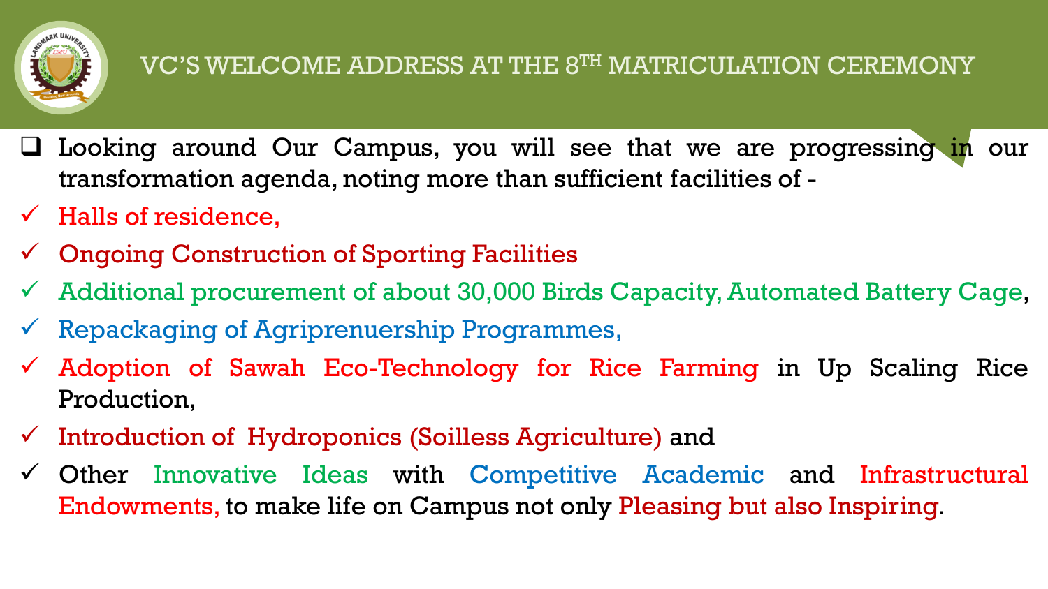# VC'S WELCOME ADDRESS AT THE 8TH MATRICULATION CEREMONY

- Looking around Our Campus, you will see that we are progressing in our transformation agenda, noting more than sufficient facilities of -

- ✓ Halls of residence,
- ✓ Ongoing Construction of Sporting Facilities
- ✓ Additional procurement of about 30,000 Birds Capacity, Automated Battery Cage,
- ✓ Repackaging of Agriprenuership Programmes,
- ✓ Adoption of Sawah Eco-Technology for Rice Farming in Up Scaling Rice Production,
- ✓ Introduction of Hydroponics (Soilless Agriculture) and
- ✓ Other Innovative Ideas with Competitive Academic and Infrastructural Endowments, to make life on Campus not only Pleasing but also Inspiring.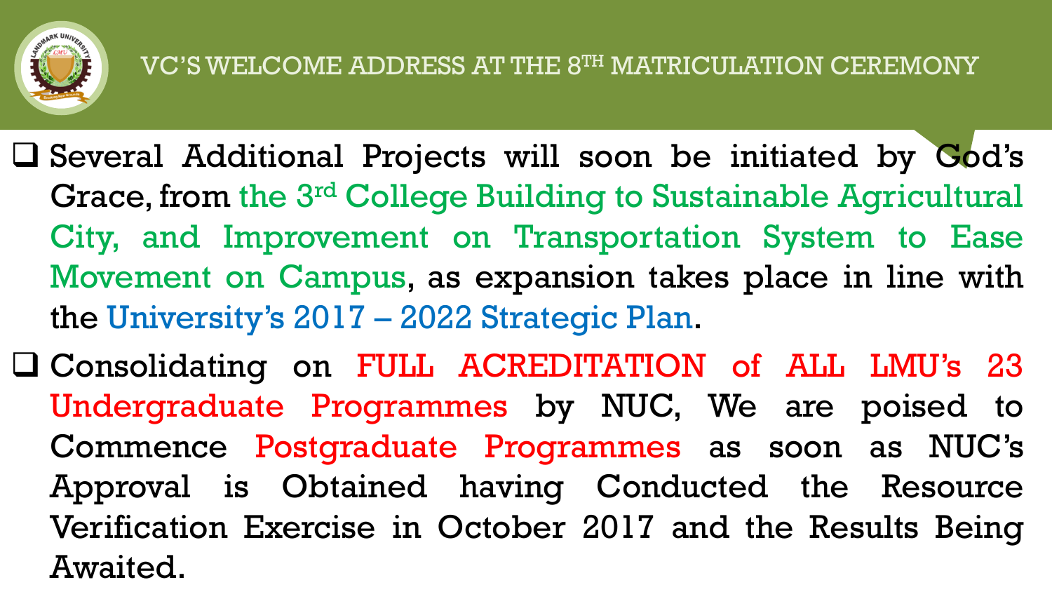## VC'S WELCOME ADDRESS AT THE 8TH MATRICULATION CEREMONY

- Several Additional Projects will soon be initiated by God's Grace, from the 3rd College Building to Sustainable Agricultural City, and Improvement on Transportation System to Ease Movement on Campus, as expansion takes place in line with the University's 2017 – 2022 Strategic Plan.
- Consolidating on FULL ACREDITATION of ALL LMU's 23 Undergraduate Programmes by NUC, We are poised to Commence Postgraduate Programmes as soon as NUC's Approval is Obtained having Conducted the Resource Verification Exercise in October 2017 and the Results Being Awaited.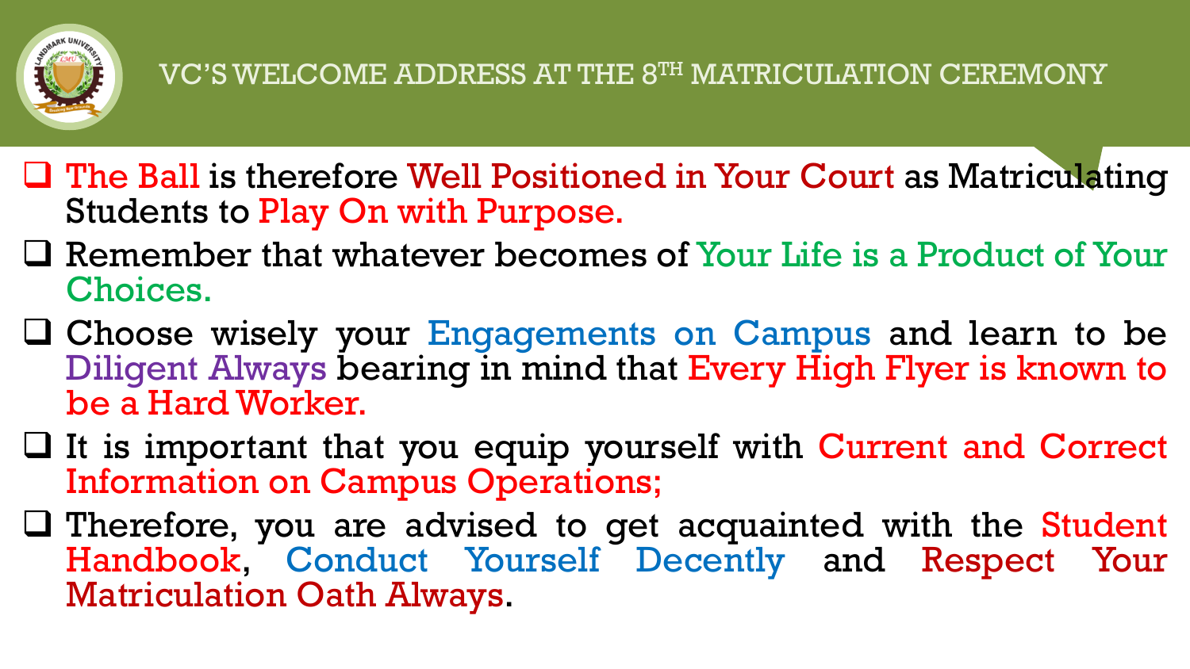## VC'S WELCOME ADDRESS AT THE 8TH MATRICULATION CEREMONY

- The Ball is therefore Well Positioned in Your Court as Matriculating Students to Play On with Purpose.
- Remember that whatever becomes of Your Life is a Product of Your Choices.
- Choose wisely your Engagements on Campus and learn to be Diligent Always bearing in mind that Every High Flyer is known to be a Hard Worker.
- It is important that you equip yourself with Current and Correct Information on Campus Operations;
- Therefore, you are advised to get acquainted with the Student Handbook, Conduct Yourself Decently and Respect Your Matriculation Oath Always.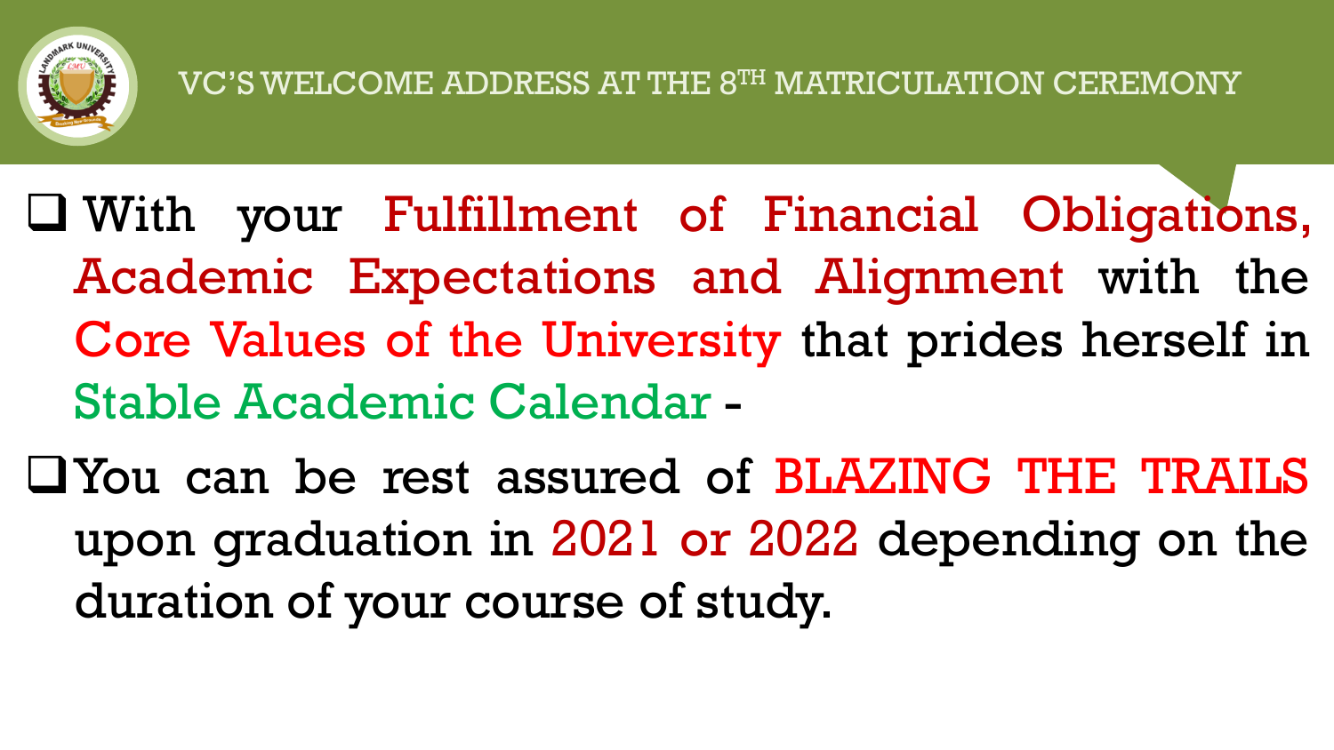## VC'S WELCOME ADDRESS AT THE 8TH MATRICULATION CEREMONY

- With your Fulfillment of Financial Obligations, Academic Expectations and Alignment with the Core Values of the University that prides herself in Stable Academic Calendar -
- You can be rest assured of BLAZING THE TRAILS upon graduation in 2021 or 2022 depending on the duration of your course of study.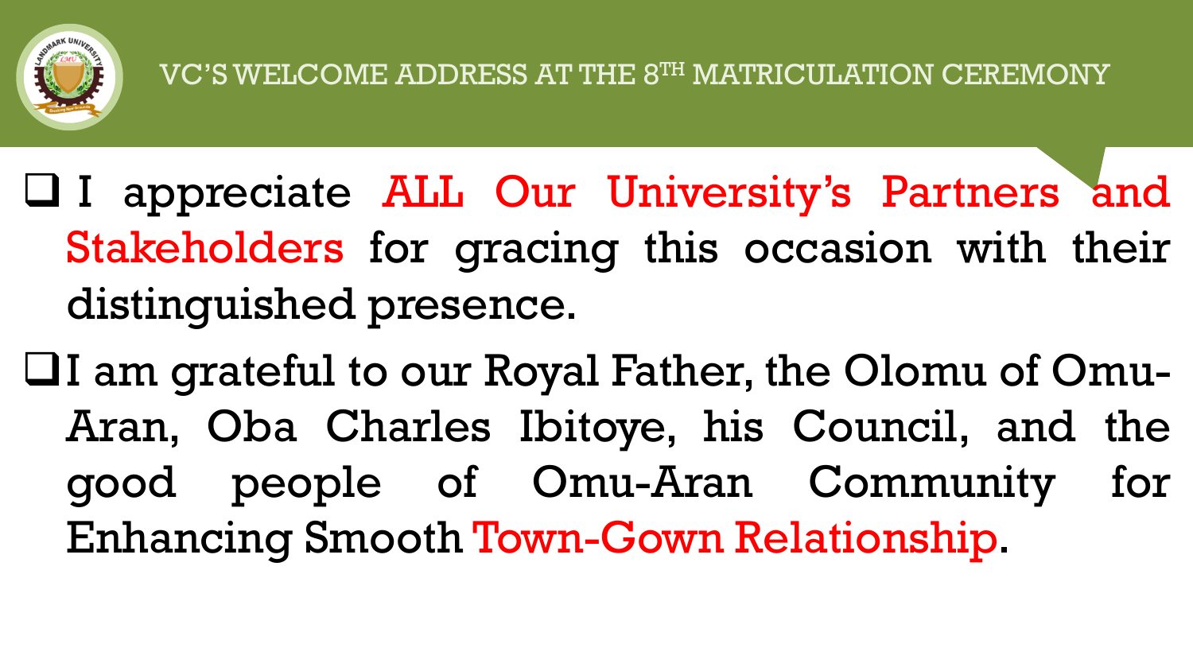## VC'S WELCOME ADDRESS AT THE 8TH MATRICULATION CEREMONY

- I appreciate ALL Our University's Partners and Stakeholders for gracing this occasion with their distinguished presence.
- I am grateful to our Royal Father, the Olomu of Omu-Aran, Oba Charles Ibitoye, his Council, and the good people of Omu-Aran Community for Enhancing Smooth Town-Gown Relationship.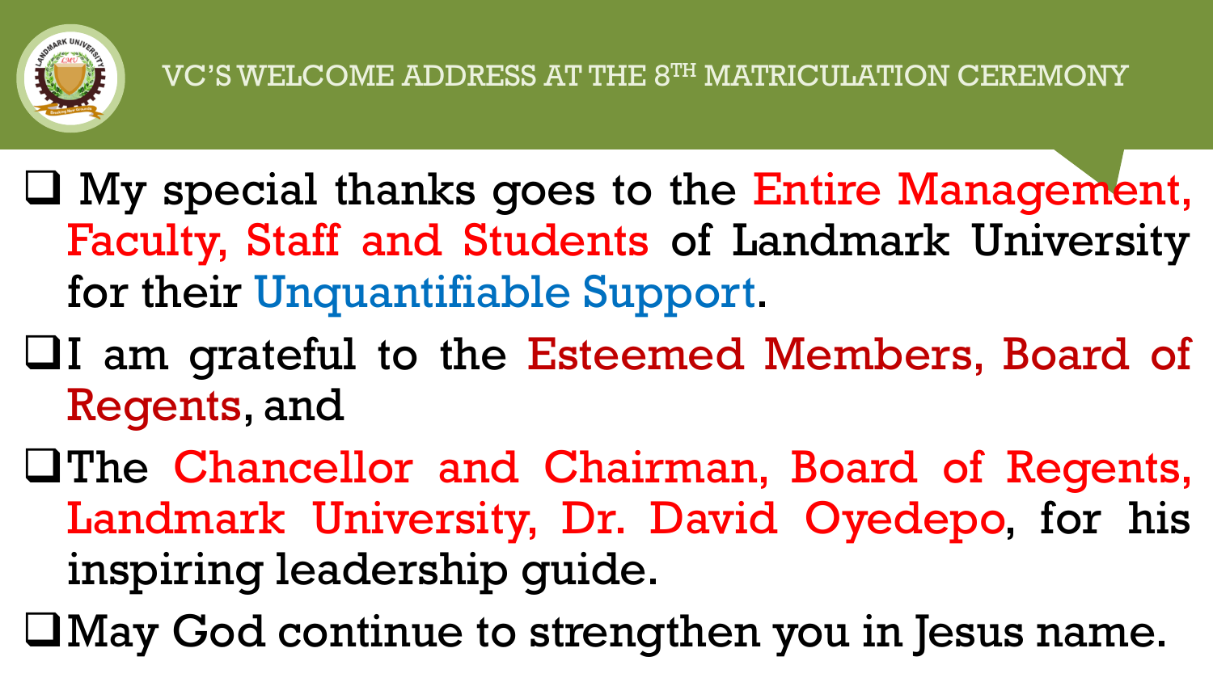## VC'S WELCOME ADDRESS AT THE 8TH MATRICULATION CEREMONY

- My special thanks goes to the Entire Management, Faculty, Staff and Students of Landmark University for their Unquantifiable Support.
- I am grateful to the Esteemed Members, Board of Regents, and
- The Chancellor and Chairman, Board of Regents, Landmark University, Dr. David Oyedepo, for his inspiring leadership guide.
- May God continue to strengthen you in Jesus name.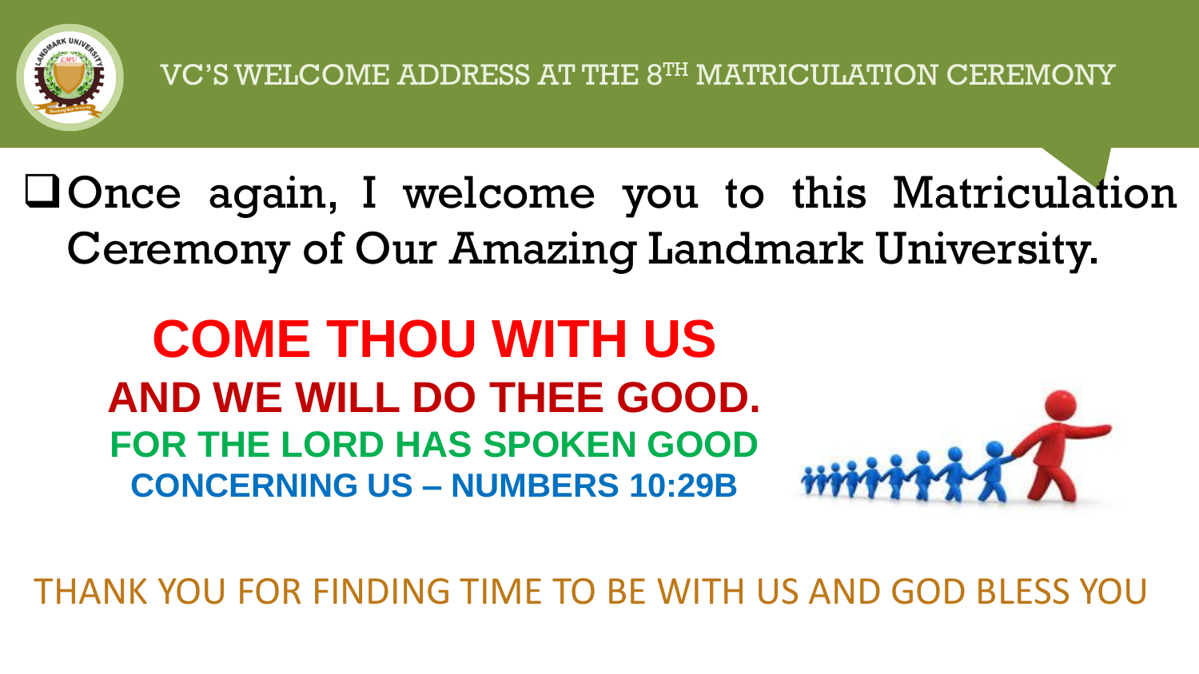# VC'S WELCOME ADDRESS AT THE 8TH MATRICULATION CEREMONY

- Once again, I welcome you to this Matriculation Ceremony of Our Amazing Landmark University.

**COME THOU WITH US**

**AND WE WILL DO THEE GOOD.**

**FOR THE LORD HAS SPOKEN GOOD**

**CONCERNING US – NUMBERS 10:29B**

THANK YOU FOR FINDING TIME TO BE WITH US AND GOD BLESS YOU